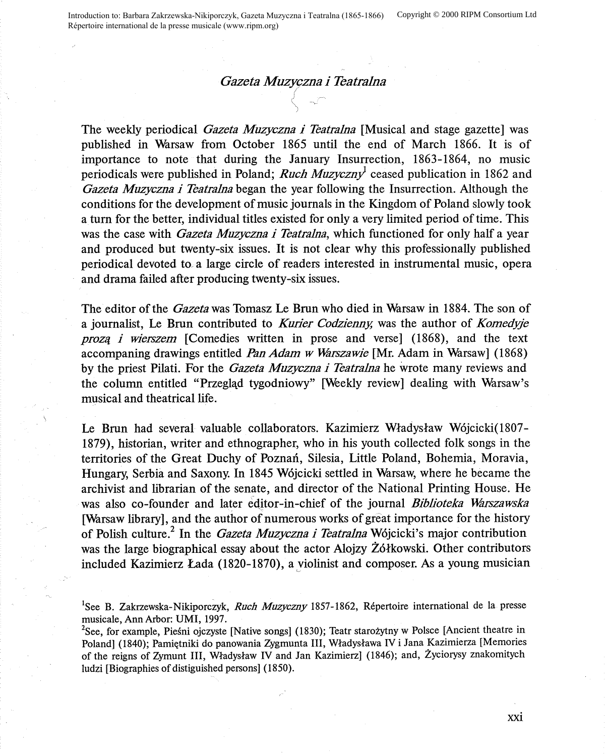# *Gazeta Muzyczna i Teatralna*

The weekly periodical *Gazeta Muzyczna i Teatralna* [Musical and stage gazette] was published in Warsaw from October 1865 until the end of March 1866. It is of importance to note that during the January Insurrection, 1863-1864, no music periodicals were published in Poland; *Ruch Muzyczny*[1] ceased publication in 1862 and *Gazeta Muzyczna i Teatralna* began the year following the Insurrection. Although the conditions for the development of music journals in the Kingdom of Poland slowly took a turn for the better, individual titles existed for only a very limited period of time. This was the case with *Gazeta Muzyczna i Teatralna*, which functioned for only half a year and produced but twenty-six issues. It is not clear why this professionally published periodical devoted to a large circle of readers interested in instrumental music, opera and drama failed after producing twenty-six issues.

The editor of the *Gazeta* was Tomasz Le Brun who died in Warsaw in 1884. The son of a journalist, Le Brun contributed to *Kurier Codzienny*, was the author of *Komedyje prozą i wierszem* [Comedies written in prose and verse] (1868), and the text accompaning drawings entitled *Pan Adam w Warszawie* [Mr. Adam in Warsaw] (1868) by the priest Pilati. For the *Gazeta Muzyczna i Teatralna* he wrote many reviews and the column entitled "Przegląd tygodniowy" [Weekly review] dealing with Warsaw's musical and theatrical life.

Le Brun had several valuable collaborators. Kazimierz Władysław Wójcicki(1807-1879), historian, writer and ethnographer, who in his youth collected folk songs in the territories of the Great Duchy of Poznań, Silesia, Little Poland, Bohemia, Moravia, Hungary, Serbia and Saxony. In 1845 Wójcicki settled in Warsaw, where he became the archivist and librarian of the senate, and director of the National Printing House. He was also co-founder and later editor-in-chief of the journal *Biblioteka Warszawska* [Warsaw library], and the author of numerous works of great importance for the history of Polish culture.[2] In the *Gazeta Muzyczna i Teatralna* Wójcicki's major contribution was the large biographical essay about the actor Alojzy Żółkowski. Other contributors included Kazimierz Łada (1820-1870), a violinist and composer. As a young musician

[1]See B. Zakrzewska-Nikiporczyk, *Ruch Muzyczny* 1857-1862, Répertoire international de la presse musicale, Ann Arbor: UMI, 1997.

[2]See, for example, Pieśni ojczyste [Native songs] (1830); Teatr starożytny w Polsce [Ancient theatre in Poland] (1840); Pamiętniki do panowania Zygmunta III, Władysława IV i Jana Kazimierza [Memories of the reigns of Zymunt III, Władysław IV and Jan Kazimierz] (1846); and, Życiorysy znakomitych ludzi [Biographies of distiguished persons] (1850).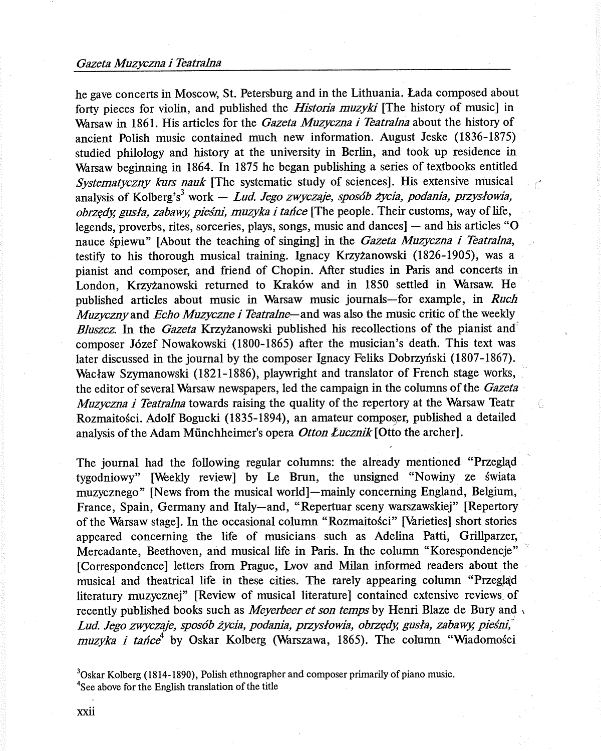he gave concerts in Moscow, St. Petersburg and in the Lithuania. Łada composed about forty pieces for violin, and published the *Historia muzyki* [The history of music] in Warsaw in 1861. His articles for the *Gazeta Muzyczna i Teatralna* about the history of ancient Polish music contained much new information. August Jeske (1836-1875) studied philology and history at the university in Berlin, and took up residence in Warsaw beginning in 1864. In 1875 he began publishing a series of textbooks entitled *Systematyczny kurs nauk* [The systematic study of sciences]. His extensive musical analysis of Kolberg's[3] work — *Lud. Jego zwyczaje, sposób życia, podania, przysłowia, obrzędy, gusła, zabawy, pieśni, muzyka i tańce* [The people. Their customs, way of life, legends, proverbs, rites, sorceries, plays, songs, music and dances] — and his articles "O nauce śpiewu" [About the teaching of singing] in the *Gazeta Muzyczna i Teatralna*, testify to his thorough musical training. Ignacy Krzyżanowski (1826-1905), was a pianist and composer, and friend of Chopin. After studies in Paris and concerts in London, Krzyżanowski returned to Kraków and in 1850 settled in Warsaw. He published articles about music in Warsaw music journals—for example, in *Ruch Muzyczny* and *Echo Muzyczne i Teatralne*—and was also the music critic of the weekly *Bluszcz*. In the *Gazeta* Krzyżanowski published his recollections of the pianist and composer Józef Nowakowski (1800-1865) after the musician's death. This text was later discussed in the journal by the composer Ignacy Feliks Dobrzyński (1807-1867). Wacław Szymanowski (1821-1886), playwright and translator of French stage works, the editor of several Warsaw newspapers, led the campaign in the columns of the *Gazeta Muzyczna i Teatralna* towards raising the quality of the repertory at the Warsaw Teatr Rozmaitości. Adolf Bogucki (1835-1894), an amateur composer, published a detailed analysis of the Adam Münchheimer's opera *Otton Łucznik* [Otto the archer].

The journal had the following regular columns: the already mentioned "Przegląd tygodniowy" [Weekly review] by Le Brun, the unsigned "Nowiny ze świata muzycznego" [News from the musical world]—mainly concerning England, Belgium, France, Spain, Germany and Italy—and, "Repertuar sceny warszawskiej" [Repertory of the Warsaw stage]. In the occasional column "Rozmaitości" [Varieties] short stories appeared concerning the life of musicians such as Adelina Patti, Grillparzer, Mercadante, Beethoven, and musical life in Paris. In the column "Korespondencje" [Correspondence] letters from Prague, Lvov and Milan informed readers about the musical and theatrical life in these cities. The rarely appearing column "Przegląd literatury muzycznej" [Review of musical literature] contained extensive reviews of recently published books such as *Meyerbeer et son temps* by Henri Blaze de Bury and *Lud. Jego zwyczaje, sposób życia, podania, przysłowia, obrzędy, gusła, zabawy, pieśni, muzyka i tańce*[4] by Oskar Kolberg (Warszawa, 1865). The column "Wiadomości

[3]Oskar Kolberg (1814-1890), Polish ethnographer and composer primarily of piano music.

[4]See above for the English translation of the title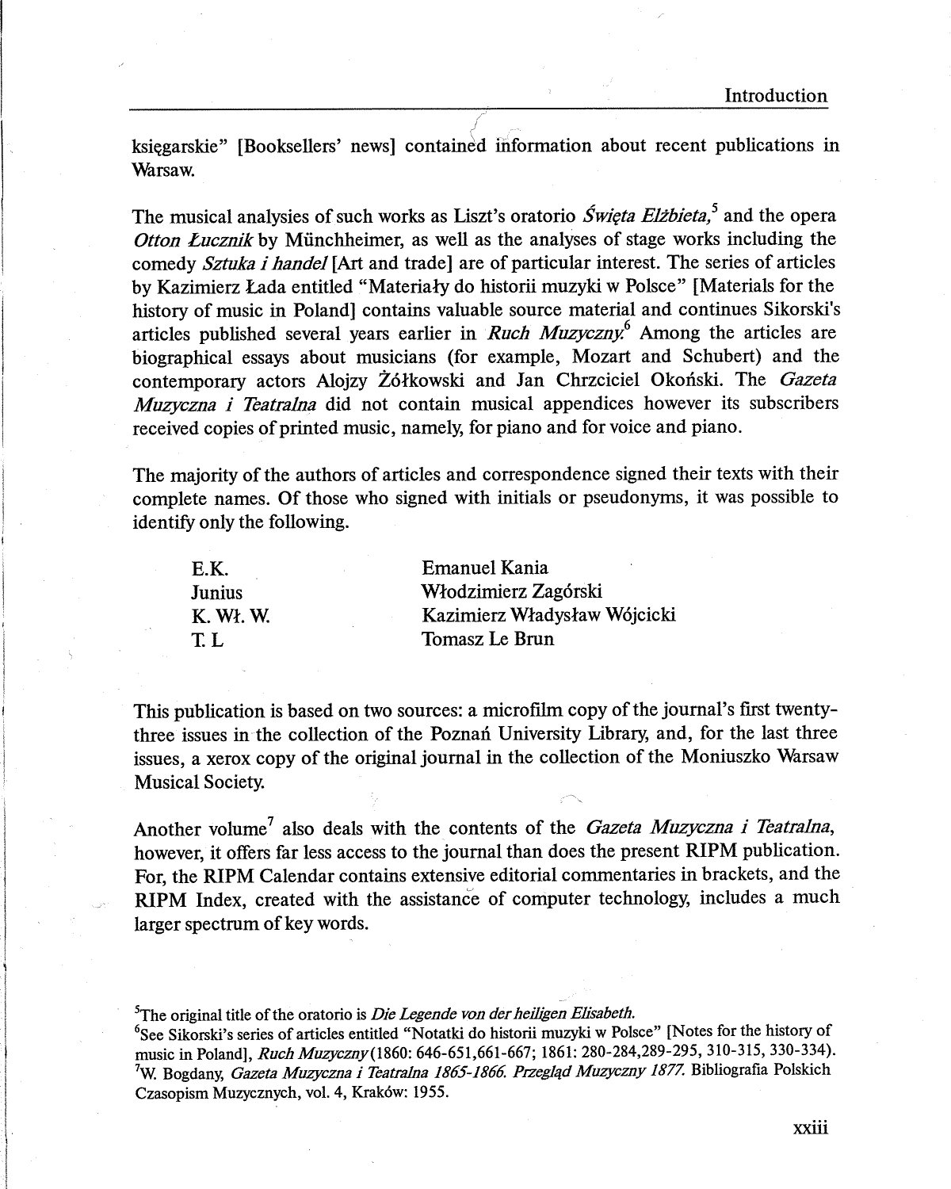księgarskie" [Booksellers' news] contained information about recent publications in Warsaw.

The musical analysies of such works as Liszt's oratorio *Święta Elżbieta,*[5] and the opera *Otton Łucznik* by Münchheimer, as well as the analyses of stage works including the comedy *Sztuka i handel* [Art and trade] are of particular interest. The series of articles by Kazimierz Łada entitled "Materiały do historii muzyki w Polsce" [Materials for the history of music in Poland] contains valuable source material and continues Sikorski's articles published several years earlier in *Ruch Muzyczny.*[6] Among the articles are biographical essays about musicians (for example, Mozart and Schubert) and the contemporary actors Alojzy Żółkowski and Jan Chrzciciel Okoński. The *Gazeta Muzyczna i Teatralna* did not contain musical appendices however its subscribers received copies of printed music, namely, for piano and for voice and piano.

The majority of the authors of articles and correspondence signed their texts with their complete names. Of those who signed with initials or pseudonyms, it was possible to identify only the following.

| | |
|---|---|
| E.K. | Emanuel Kania |
| Junius | Włodzimierz Zagórski |
| K. Wł. W. | Kazimierz Władysław Wójcicki |
| T. L | Tomasz Le Brun |

This publication is based on two sources: a microfilm copy of the journal's first twenty-three issues in the collection of the Poznań University Library, and, for the last three issues, a xerox copy of the original journal in the collection of the Moniuszko Warsaw Musical Society.

Another volume[7] also deals with the contents of the *Gazeta Muzyczna i Teatralna*, however, it offers far less access to the journal than does the present RIPM publication. For, the RIPM Calendar contains extensive editorial commentaries in brackets, and the RIPM Index, created with the assistance of computer technology, includes a much larger spectrum of key words.

[5]The original title of the oratorio is *Die Legende von der heiligen Elisabeth.*

[6]See Sikorski's series of articles entitled "Notatki do historii muzyki w Polsce" [Notes for the history of music in Poland], *Ruch Muzyczny* (1860: 646-651,661-667; 1861: 280-284,289-295, 310-315, 330-334).

[7]W. Bogdany, *Gazeta Muzyczna i Teatralna 1865-1866. Przegląd Muzyczny 1877.* Bibliografia Polskich Czasopism Muzycznych, vol. 4, Kraków: 1955.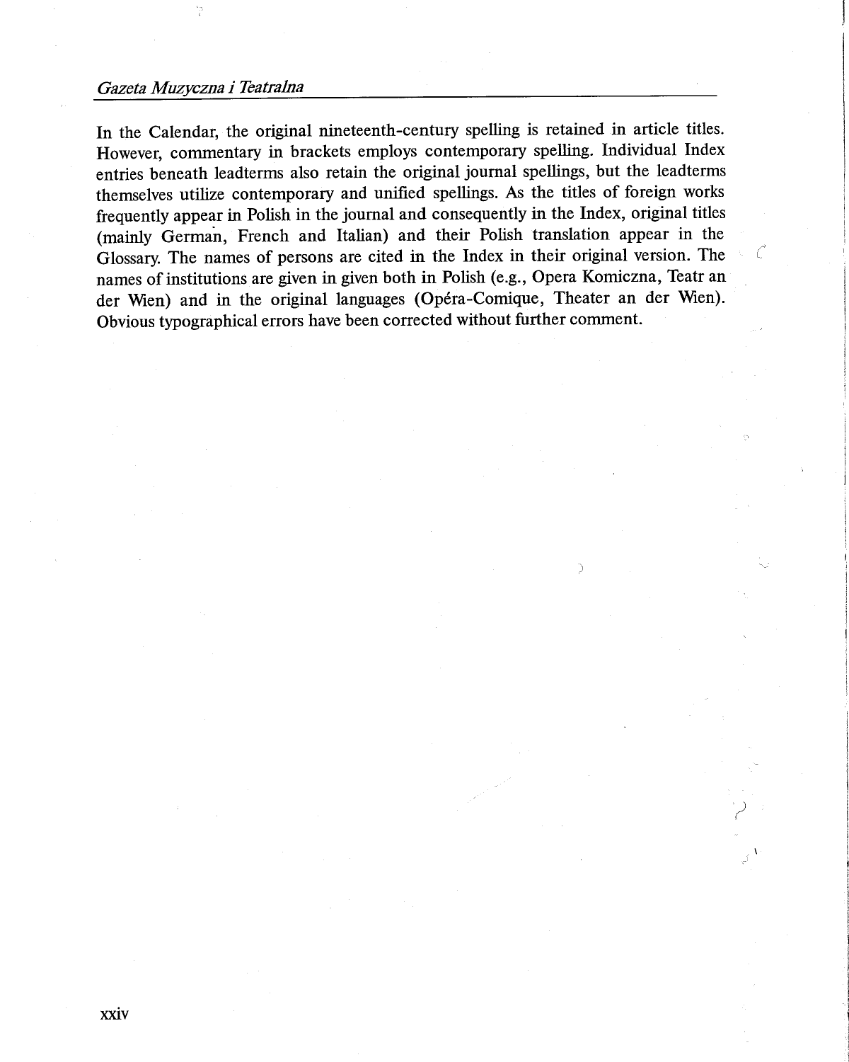In the Calendar, the original nineteenth-century spelling is retained in article titles. However, commentary in brackets employs contemporary spelling. Individual Index entries beneath leadterms also retain the original journal spellings, but the leadterms themselves utilize contemporary and unified spellings. As the titles of foreign works frequently appear in Polish in the journal and consequently in the Index, original titles (mainly German, French and Italian) and their Polish translation appear in the Glossary. The names of persons are cited in the Index in their original version. The names of institutions are given in given both in Polish (e.g., Opera Komiczna, Teatr an der Wien) and in the original languages (Opéra-Comique, Theater an der Wien). Obvious typographical errors have been corrected without further comment.